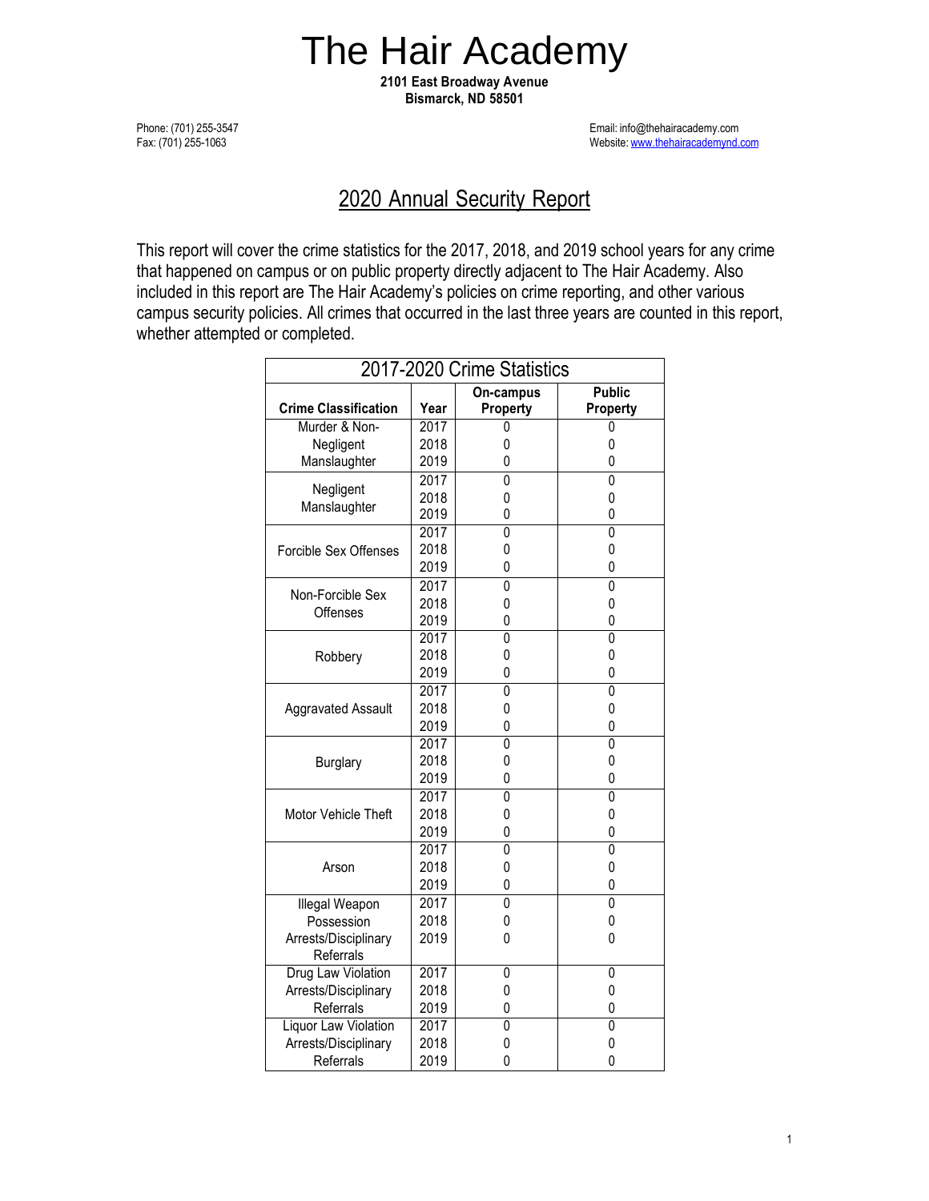# The Hair Academy

**2101 East Broadway Avenue**
**Bismarck, ND 58501**

Phone: (701) 255-3547
Fax: (701) 255-1063

Email: info@thehairacademy.com
Website: www.thehairacademynd.com

## 2020 Annual Security Report

This report will cover the crime statistics for the 2017, 2018, and 2019 school years for any crime that happened on campus or on public property directly adjacent to The Hair Academy. Also included in this report are The Hair Academy's policies on crime reporting, and other various campus security policies. All crimes that occurred in the last three years are counted in this report, whether attempted or completed.

| 2017-2020 Crime Statistics | | | |
|---|---|---|---|
| **Crime Classification** | **Year** | **On-campus Property** | **Public Property** |
| Murder & Non-Negligent Manslaughter | 2017 | 0 | 0 |
| | 2018 | 0 | 0 |
| | 2019 | 0 | 0 |
| Negligent Manslaughter | 2017 | 0 | 0 |
| | 2018 | 0 | 0 |
| | 2019 | 0 | 0 |
| Forcible Sex Offenses | 2017 | 0 | 0 |
| | 2018 | 0 | 0 |
| | 2019 | 0 | 0 |
| Non-Forcible Sex Offenses | 2017 | 0 | 0 |
| | 2018 | 0 | 0 |
| | 2019 | 0 | 0 |
| Robbery | 2017 | 0 | 0 |
| | 2018 | 0 | 0 |
| | 2019 | 0 | 0 |
| Aggravated Assault | 2017 | 0 | 0 |
| | 2018 | 0 | 0 |
| | 2019 | 0 | 0 |
| Burglary | 2017 | 0 | 0 |
| | 2018 | 0 | 0 |
| | 2019 | 0 | 0 |
| Motor Vehicle Theft | 2017 | 0 | 0 |
| | 2018 | 0 | 0 |
| | 2019 | 0 | 0 |
| Arson | 2017 | 0 | 0 |
| | 2018 | 0 | 0 |
| | 2019 | 0 | 0 |
| Illegal Weapon Possession Arrests/Disciplinary Referrals | 2017 | 0 | 0 |
| | 2018 | 0 | 0 |
| | 2019 | 0 | 0 |
| Drug Law Violation Arrests/Disciplinary Referrals | 2017 | 0 | 0 |
| | 2018 | 0 | 0 |
| | 2019 | 0 | 0 |
| Liquor Law Violation Arrests/Disciplinary Referrals | 2017 | 0 | 0 |
| | 2018 | 0 | 0 |
| | 2019 | 0 | 0 |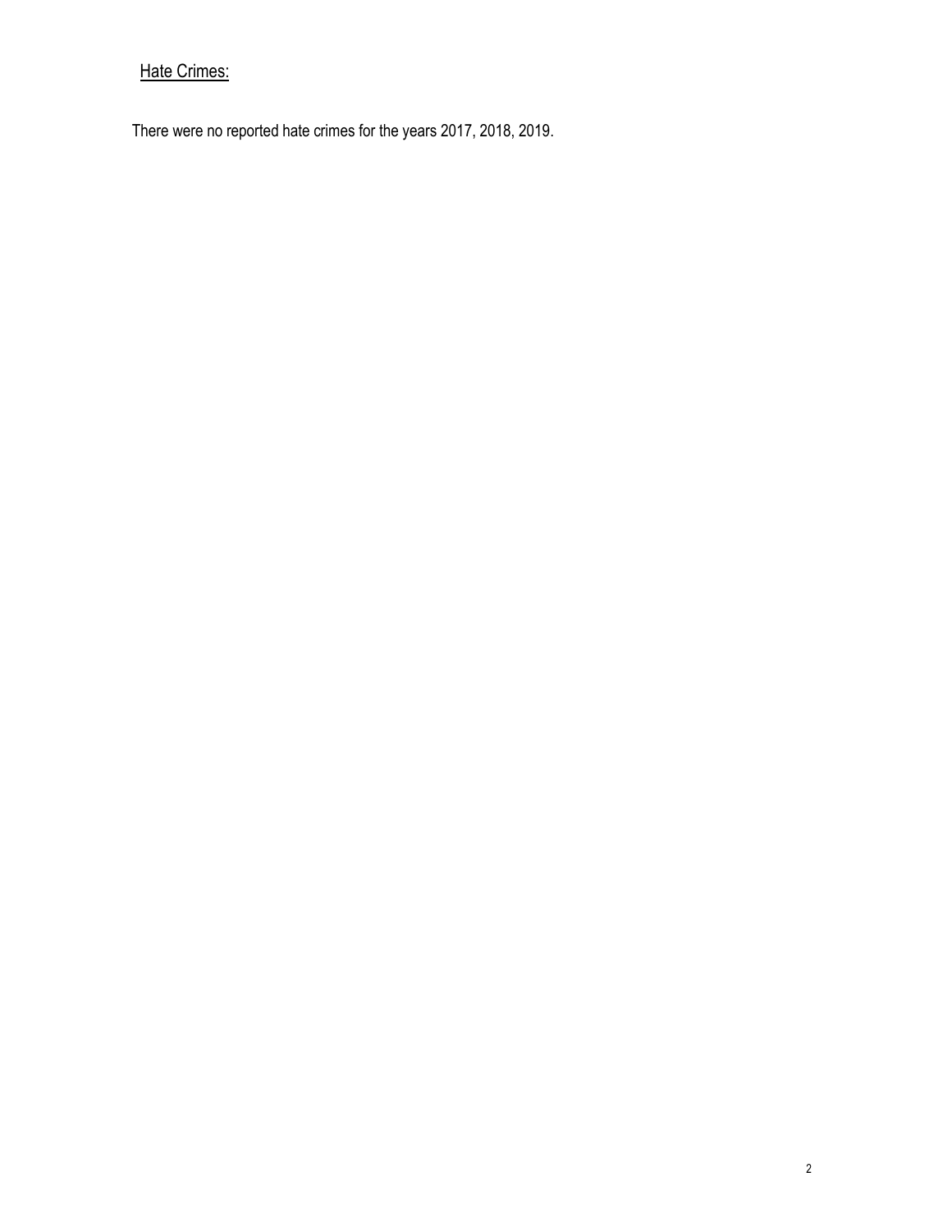## Hate Crimes:

There were no reported hate crimes for the years 2017, 2018, 2019.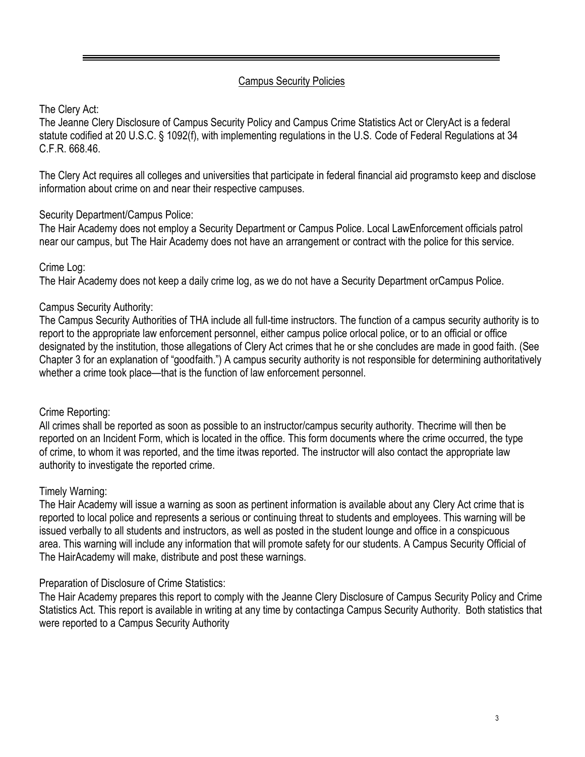## Campus Security Policies

The Clery Act:
The Jeanne Clery Disclosure of Campus Security Policy and Campus Crime Statistics Act or CleryAct is a federal statute codified at 20 U.S.C. § 1092(f), with implementing regulations in the U.S. Code of Federal Regulations at 34 C.F.R. 668.46.

The Clery Act requires all colleges and universities that participate in federal financial aid programsto keep and disclose information about crime on and near their respective campuses.

Security Department/Campus Police:
The Hair Academy does not employ a Security Department or Campus Police. Local LawEnforcement officials patrol near our campus, but The Hair Academy does not have an arrangement or contract with the police for this service.

Crime Log:
The Hair Academy does not keep a daily crime log, as we do not have a Security Department orCampus Police.

Campus Security Authority:
The Campus Security Authorities of THA include all full-time instructors. The function of a campus security authority is to report to the appropriate law enforcement personnel, either campus police orlocal police, or to an official or office designated by the institution, those allegations of Clery Act crimes that he or she concludes are made in good faith. (See Chapter 3 for an explanation of "goodfaith.") A campus security authority is not responsible for determining authoritatively whether a crime took place—that is the function of law enforcement personnel.

Crime Reporting:
All crimes shall be reported as soon as possible to an instructor/campus security authority. Thecrime will then be reported on an Incident Form, which is located in the office. This form documents where the crime occurred, the type of crime, to whom it was reported, and the time itwas reported. The instructor will also contact the appropriate law authority to investigate the reported crime.

Timely Warning:
The Hair Academy will issue a warning as soon as pertinent information is available about any Clery Act crime that is reported to local police and represents a serious or continuing threat to students and employees. This warning will be issued verbally to all students and instructors, as well as posted in the student lounge and office in a conspicuous area. This warning will include any information that will promote safety for our students. A Campus Security Official of The HairAcademy will make, distribute and post these warnings.

Preparation of Disclosure of Crime Statistics:
The Hair Academy prepares this report to comply with the Jeanne Clery Disclosure of Campus Security Policy and Crime Statistics Act. This report is available in writing at any time by contactinga Campus Security Authority. Both statistics that were reported to a Campus Security Authority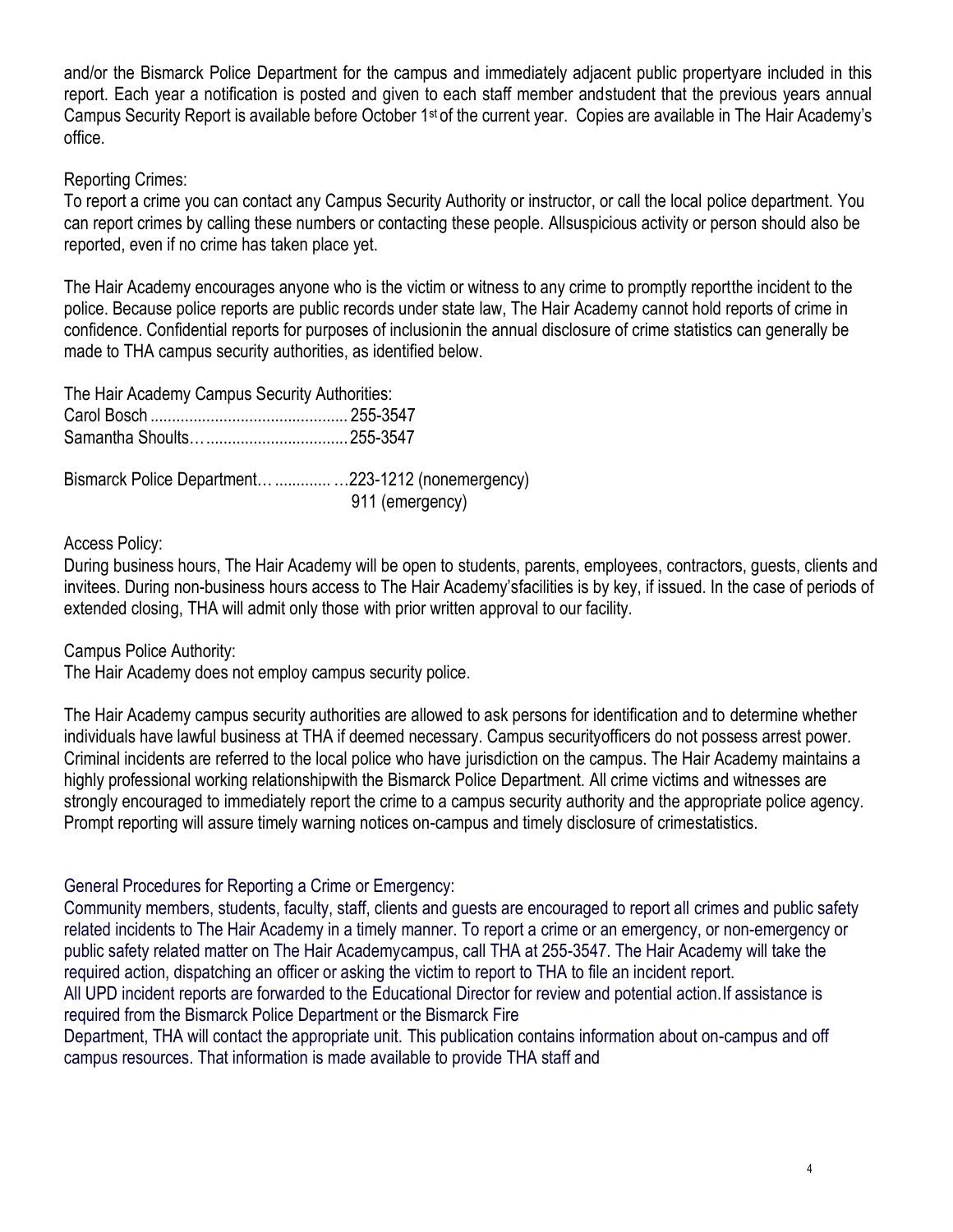and/or the Bismarck Police Department for the campus and immediately adjacent public propertyare included in this report. Each year a notification is posted and given to each staff member andstudent that the previous years annual Campus Security Report is available before October 1st of the current year. Copies are available in The Hair Academy's office.

Reporting Crimes:

To report a crime you can contact any Campus Security Authority or instructor, or call the local police department. You can report crimes by calling these numbers or contacting these people. Allsuspicious activity or person should also be reported, even if no crime has taken place yet.

The Hair Academy encourages anyone who is the victim or witness to any crime to promptly reportthe incident to the police. Because police reports are public records under state law, The Hair Academy cannot hold reports of crime in confidence. Confidential reports for purposes of inclusionin the annual disclosure of crime statistics can generally be made to THA campus security authorities, as identified below.

The Hair Academy Campus Security Authorities:
Carol Bosch .............................................. 255-3547
Samantha Shoults…................................ 255-3547

Bismarck Police Department… ............ …223-1212 (nonemergency)
911 (emergency)

Access Policy:

During business hours, The Hair Academy will be open to students, parents, employees, contractors, guests, clients and invitees. During non-business hours access to The Hair Academy'sfacilities is by key, if issued. In the case of periods of extended closing, THA will admit only those with prior written approval to our facility.

Campus Police Authority:

The Hair Academy does not employ campus security police.

The Hair Academy campus security authorities are allowed to ask persons for identification and to determine whether individuals have lawful business at THA if deemed necessary. Campus securityofficers do not possess arrest power. Criminal incidents are referred to the local police who have jurisdiction on the campus. The Hair Academy maintains a highly professional working relationshipwith the Bismarck Police Department. All crime victims and witnesses are strongly encouraged to immediately report the crime to a campus security authority and the appropriate police agency. Prompt reporting will assure timely warning notices on-campus and timely disclosure of crimestatistics.

General Procedures for Reporting a Crime or Emergency:

Community members, students, faculty, staff, clients and guests are encouraged to report all crimes and public safety related incidents to The Hair Academy in a timely manner. To report a crime or an emergency, or non-emergency or public safety related matter on The Hair Academycampus, call THA at 255-3547. The Hair Academy will take the required action, dispatching an officer or asking the victim to report to THA to file an incident report.

All UPD incident reports are forwarded to the Educational Director for review and potential action.If assistance is required from the Bismarck Police Department or the Bismarck Fire Department, THA will contact the appropriate unit. This publication contains information about on-campus and off campus resources. That information is made available to provide THA staff and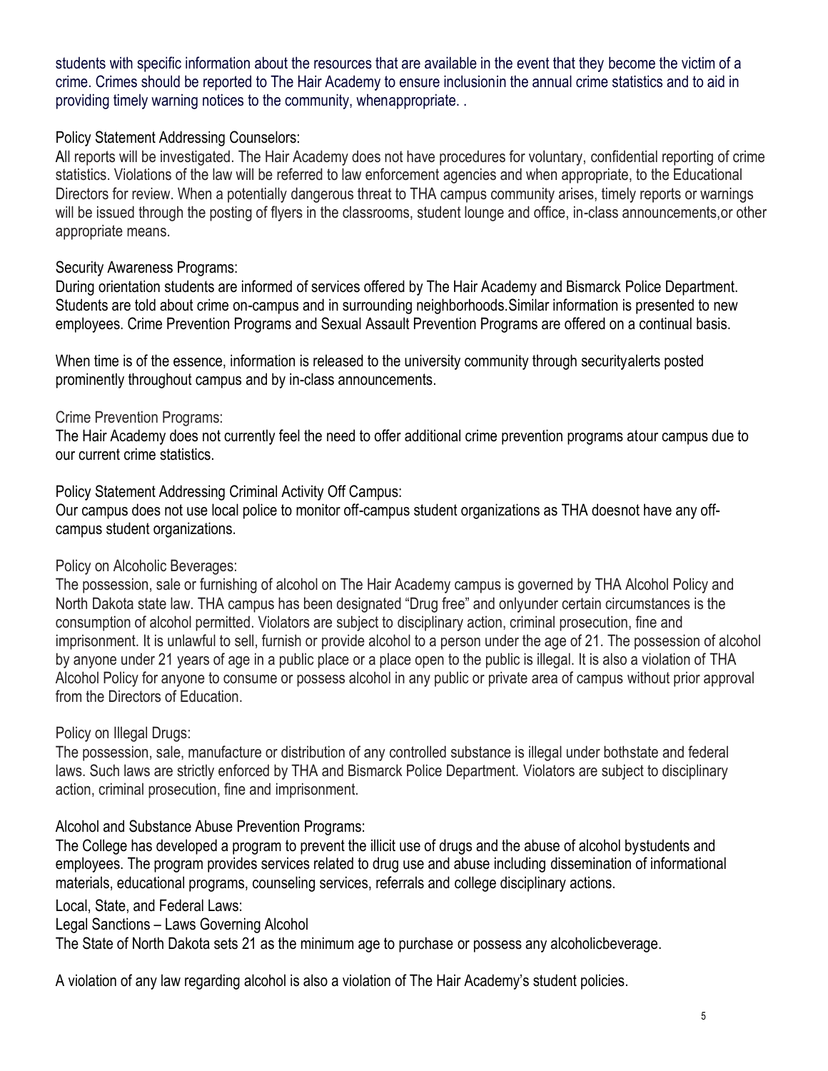students with specific information about the resources that are available in the event that they become the victim of a crime. Crimes should be reported to The Hair Academy to ensure inclusionin the annual crime statistics and to aid in providing timely warning notices to the community, whenappropriate. .

Policy Statement Addressing Counselors:

All reports will be investigated. The Hair Academy does not have procedures for voluntary, confidential reporting of crime statistics. Violations of the law will be referred to law enforcement agencies and when appropriate, to the Educational Directors for review. When a potentially dangerous threat to THA campus community arises, timely reports or warnings will be issued through the posting of flyers in the classrooms, student lounge and office, in-class announcements,or other appropriate means.

Security Awareness Programs:

During orientation students are informed of services offered by The Hair Academy and Bismarck Police Department. Students are told about crime on-campus and in surrounding neighborhoods.Similar information is presented to new employees. Crime Prevention Programs and Sexual Assault Prevention Programs are offered on a continual basis.

When time is of the essence, information is released to the university community through securityalerts posted prominently throughout campus and by in-class announcements.

Crime Prevention Programs:

The Hair Academy does not currently feel the need to offer additional crime prevention programs atour campus due to our current crime statistics.

Policy Statement Addressing Criminal Activity Off Campus:

Our campus does not use local police to monitor off-campus student organizations as THA doesnot have any off-campus student organizations.

Policy on Alcoholic Beverages:

The possession, sale or furnishing of alcohol on The Hair Academy campus is governed by THA Alcohol Policy and North Dakota state law. THA campus has been designated "Drug free" and onlyunder certain circumstances is the consumption of alcohol permitted. Violators are subject to disciplinary action, criminal prosecution, fine and imprisonment. It is unlawful to sell, furnish or provide alcohol to a person under the age of 21. The possession of alcohol by anyone under 21 years of age in a public place or a place open to the public is illegal. It is also a violation of THA Alcohol Policy for anyone to consume or possess alcohol in any public or private area of campus without prior approval from the Directors of Education.

Policy on Illegal Drugs:

The possession, sale, manufacture or distribution of any controlled substance is illegal under bothstate and federal laws. Such laws are strictly enforced by THA and Bismarck Police Department. Violators are subject to disciplinary action, criminal prosecution, fine and imprisonment.

Alcohol and Substance Abuse Prevention Programs:

The College has developed a program to prevent the illicit use of drugs and the abuse of alcohol bystudents and employees. The program provides services related to drug use and abuse including dissemination of informational materials, educational programs, counseling services, referrals and college disciplinary actions.

Local, State, and Federal Laws:

Legal Sanctions – Laws Governing Alcohol

The State of North Dakota sets 21 as the minimum age to purchase or possess any alcoholicbeverage.

A violation of any law regarding alcohol is also a violation of The Hair Academy's student policies.